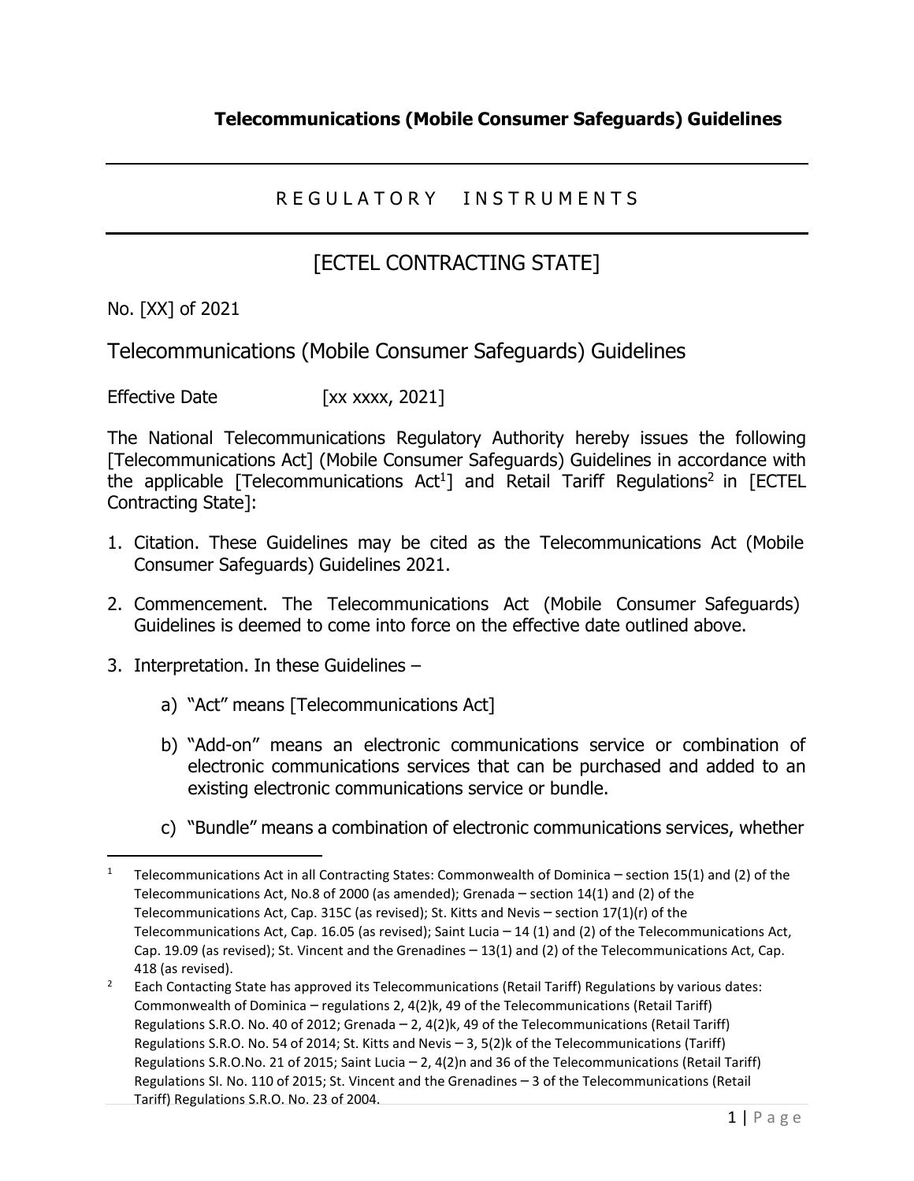**Telecommunications (Mobile Consumer Safeguards) Guidelines**

---

R E G U L A T O R Y   I N S T R U M E N T S

---

# [ECTEL CONTRACTING STATE]

No. [XX] of 2021

## Telecommunications (Mobile Consumer Safeguards) Guidelines

Effective Date [xx xxxx, 2021]

The National Telecommunications Regulatory Authority hereby issues the following [Telecommunications Act] (Mobile Consumer Safeguards) Guidelines in accordance with the applicable [Telecommunications Act[1]] and Retail Tariff Regulations[2] in [ECTEL Contracting State]:

1. Citation. These Guidelines may be cited as the Telecommunications Act (Mobile Consumer Safeguards) Guidelines 2021.

2. Commencement. The Telecommunications Act (Mobile Consumer Safeguards) Guidelines is deemed to come into force on the effective date outlined above.

3. Interpretation. In these Guidelines –

    a) "Act" means [Telecommunications Act]

    b) "Add-on" means an electronic communications service or combination of electronic communications services that can be purchased and added to an existing electronic communications service or bundle.

    c) "Bundle" means a combination of electronic communications services, whether

---

[1] Telecommunications Act in all Contracting States: Commonwealth of Dominica – section 15(1) and (2) of the Telecommunications Act, No.8 of 2000 (as amended); Grenada – section 14(1) and (2) of the Telecommunications Act, Cap. 315C (as revised); St. Kitts and Nevis – section 17(1)(r) of the Telecommunications Act, Cap. 16.05 (as revised); Saint Lucia – 14 (1) and (2) of the Telecommunications Act, Cap. 19.09 (as revised); St. Vincent and the Grenadines – 13(1) and (2) of the Telecommunications Act, Cap. 418 (as revised).

[2] Each Contacting State has approved its Telecommunications (Retail Tariff) Regulations by various dates: Commonwealth of Dominica – regulations 2, 4(2)k, 49 of the Telecommunications (Retail Tariff) Regulations S.R.O. No. 40 of 2012; Grenada – 2, 4(2)k, 49 of the Telecommunications (Retail Tariff) Regulations S.R.O. No. 54 of 2014; St. Kitts and Nevis – 3, 5(2)k of the Telecommunications (Tariff) Regulations S.R.O.No. 21 of 2015; Saint Lucia – 2, 4(2)n and 36 of the Telecommunications (Retail Tariff) Regulations SI. No. 110 of 2015; St. Vincent and the Grenadines – 3 of the Telecommunications (Retail Tariff) Regulations S.R.O. No. 23 of 2004.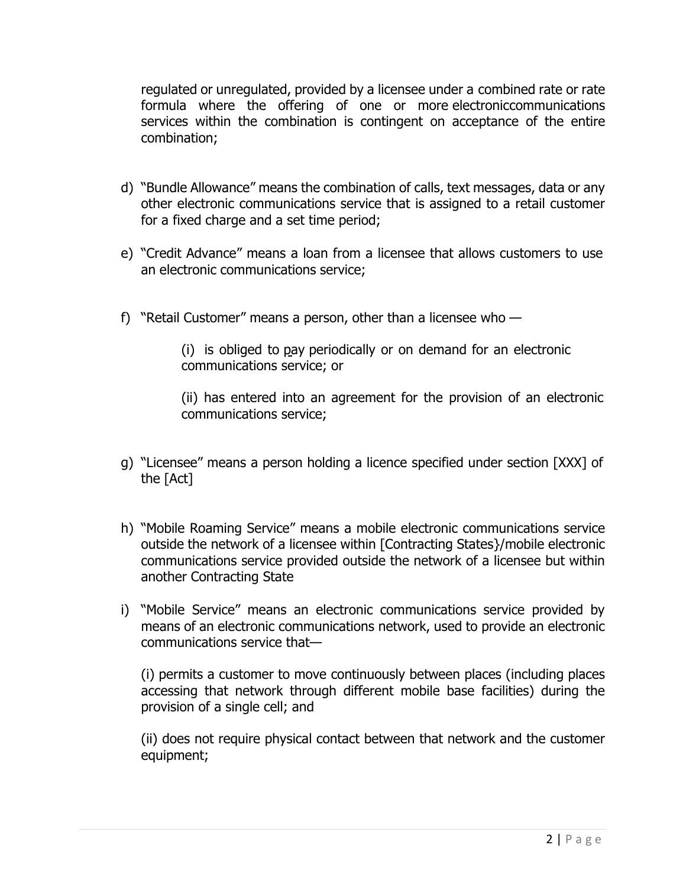regulated or unregulated, provided by a licensee under a combined rate or rate formula where the offering of one or more electroniccommunications services within the combination is contingent on acceptance of the entire combination;

d) "Bundle Allowance" means the combination of calls, text messages, data or any other electronic communications service that is assigned to a retail customer for a fixed charge and a set time period;

e) "Credit Advance" means a loan from a licensee that allows customers to use an electronic communications service;

f) "Retail Customer" means a person, other than a licensee who —

   (i) is obliged to pay periodically or on demand for an electronic communications service; or

   (ii) has entered into an agreement for the provision of an electronic communications service;

g) "Licensee" means a person holding a licence specified under section [XXX] of the [Act]

h) "Mobile Roaming Service" means a mobile electronic communications service outside the network of a licensee within [Contracting States}/mobile electronic communications service provided outside the network of a licensee but within another Contracting State

i) "Mobile Service" means an electronic communications service provided by means of an electronic communications network, used to provide an electronic communications service that—

   (i) permits a customer to move continuously between places (including places accessing that network through different mobile base facilities) during the provision of a single cell; and

   (ii) does not require physical contact between that network and the customer equipment;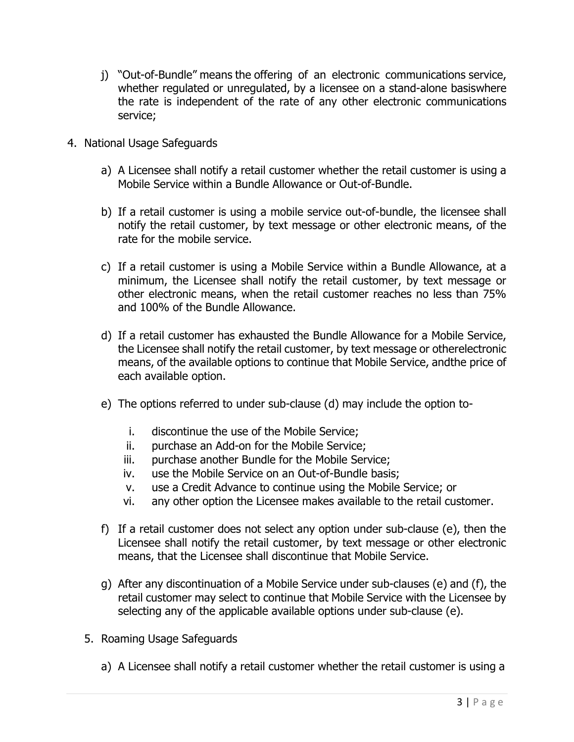j) "Out-of-Bundle" means the offering of an electronic communications service, whether regulated or unregulated, by a licensee on a stand-alone basiswhere the rate is independent of the rate of any other electronic communications service;

4. National Usage Safeguards

   a) A Licensee shall notify a retail customer whether the retail customer is using a Mobile Service within a Bundle Allowance or Out-of-Bundle.

   b) If a retail customer is using a mobile service out-of-bundle, the licensee shall notify the retail customer, by text message or other electronic means, of the rate for the mobile service.

   c) If a retail customer is using a Mobile Service within a Bundle Allowance, at a minimum, the Licensee shall notify the retail customer, by text message or other electronic means, when the retail customer reaches no less than 75% and 100% of the Bundle Allowance.

   d) If a retail customer has exhausted the Bundle Allowance for a Mobile Service, the Licensee shall notify the retail customer, by text message or otherelectronic means, of the available options to continue that Mobile Service, andthe price of each available option.

   e) The options referred to under sub-clause (d) may include the option to-

      i. discontinue the use of the Mobile Service;
      ii. purchase an Add-on for the Mobile Service;
      iii. purchase another Bundle for the Mobile Service;
      iv. use the Mobile Service on an Out-of-Bundle basis;
      v. use a Credit Advance to continue using the Mobile Service; or
      vi. any other option the Licensee makes available to the retail customer.

   f) If a retail customer does not select any option under sub-clause (e), then the Licensee shall notify the retail customer, by text message or other electronic means, that the Licensee shall discontinue that Mobile Service.

   g) After any discontinuation of a Mobile Service under sub-clauses (e) and (f), the retail customer may select to continue that Mobile Service with the Licensee by selecting any of the applicable available options under sub-clause (e).

5. Roaming Usage Safeguards

   a) A Licensee shall notify a retail customer whether the retail customer is using a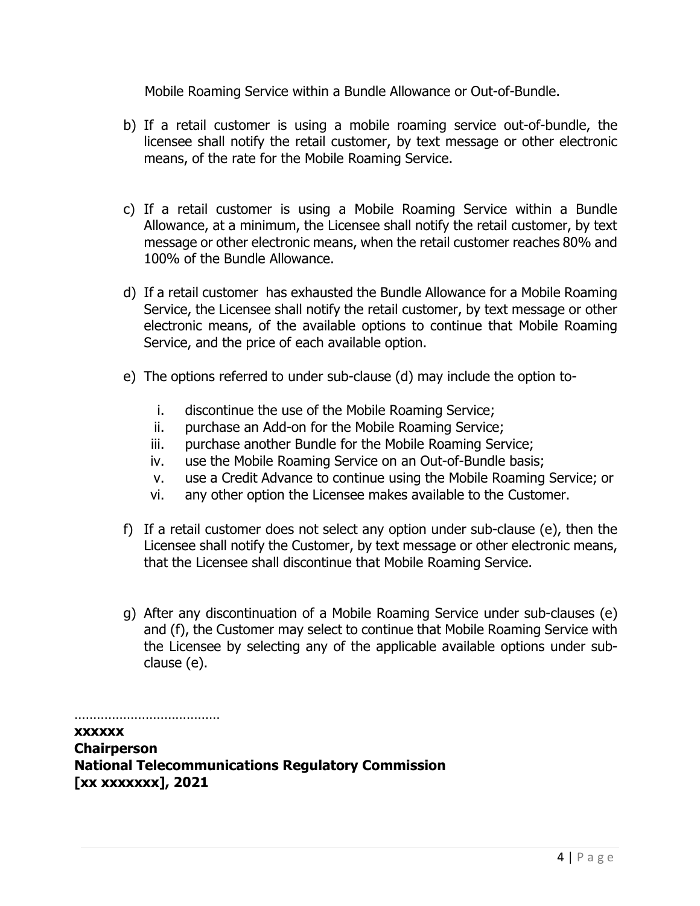Mobile Roaming Service within a Bundle Allowance or Out-of-Bundle.

b) If a retail customer is using a mobile roaming service out-of-bundle, the licensee shall notify the retail customer, by text message or other electronic means, of the rate for the Mobile Roaming Service.

c) If a retail customer is using a Mobile Roaming Service within a Bundle Allowance, at a minimum, the Licensee shall notify the retail customer, by text message or other electronic means, when the retail customer reaches 80% and 100% of the Bundle Allowance.

d) If a retail customer has exhausted the Bundle Allowance for a Mobile Roaming Service, the Licensee shall notify the retail customer, by text message or other electronic means, of the available options to continue that Mobile Roaming Service, and the price of each available option.

e) The options referred to under sub-clause (d) may include the option to-

   i. discontinue the use of the Mobile Roaming Service;
   ii. purchase an Add-on for the Mobile Roaming Service;
   iii. purchase another Bundle for the Mobile Roaming Service;
   iv. use the Mobile Roaming Service on an Out-of-Bundle basis;
   v. use a Credit Advance to continue using the Mobile Roaming Service; or
   vi. any other option the Licensee makes available to the Customer.

f) If a retail customer does not select any option under sub-clause (e), then the Licensee shall notify the Customer, by text message or other electronic means, that the Licensee shall discontinue that Mobile Roaming Service.

g) After any discontinuation of a Mobile Roaming Service under sub-clauses (e) and (f), the Customer may select to continue that Mobile Roaming Service with the Licensee by selecting any of the applicable available options under sub-clause (e).

…………………………………

**xxxxxx**
**Chairperson**
**National Telecommunications Regulatory Commission**
**[xx xxxxxxx], 2021**